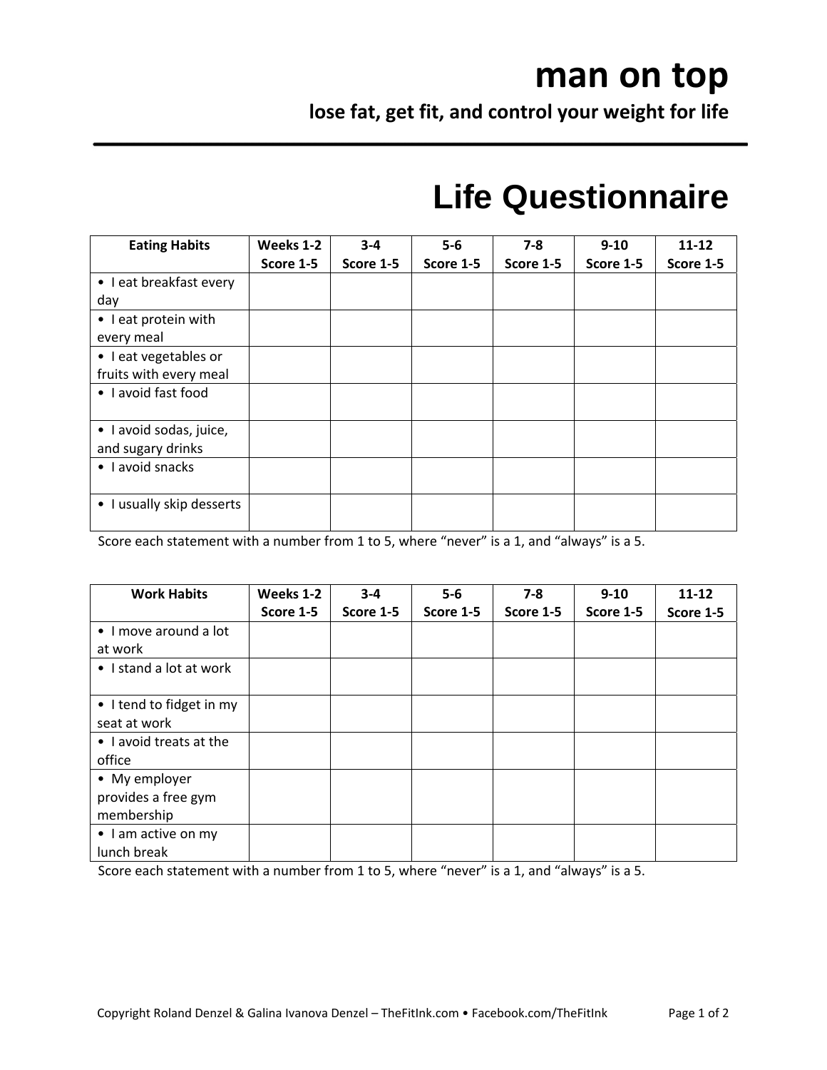# man on top

**lose fat, get fit, and control your weight for life**

# Life Questionnaire

| Eating Habits | Weeks 1-2 Score 1-5 | 3-4 Score 1-5 | 5-6 Score 1-5 | 7-8 Score 1-5 | 9-10 Score 1-5 | 11-12 Score 1-5 |
|---|---|---|---|---|---|---|
| • I eat breakfast every day | | | | | | |
| • I eat protein with every meal | | | | | | |
| • I eat vegetables or fruits with every meal | | | | | | |
| • I avoid fast food | | | | | | |
| • I avoid sodas, juice, and sugary drinks | | | | | | |
| • I avoid snacks | | | | | | |
| • I usually skip desserts | | | | | | |

Score each statement with a number from 1 to 5, where “never” is a 1, and “always” is a 5.

| Work Habits | Weeks 1-2 Score 1-5 | 3-4 Score 1-5 | 5-6 Score 1-5 | 7-8 Score 1-5 | 9-10 Score 1-5 | 11-12 Score 1-5 |
|---|---|---|---|---|---|---|
| • I move around a lot at work | | | | | | |
| • I stand a lot at work | | | | | | |
| • I tend to fidget in my seat at work | | | | | | |
| • I avoid treats at the office | | | | | | |
| • My employer provides a free gym membership | | | | | | |
| • I am active on my lunch break | | | | | | |

Score each statement with a number from 1 to 5, where “never” is a 1, and “always” is a 5.

Copyright Roland Denzel & Galina Ivanova Denzel – TheFitInk.com • Facebook.com/TheFitInk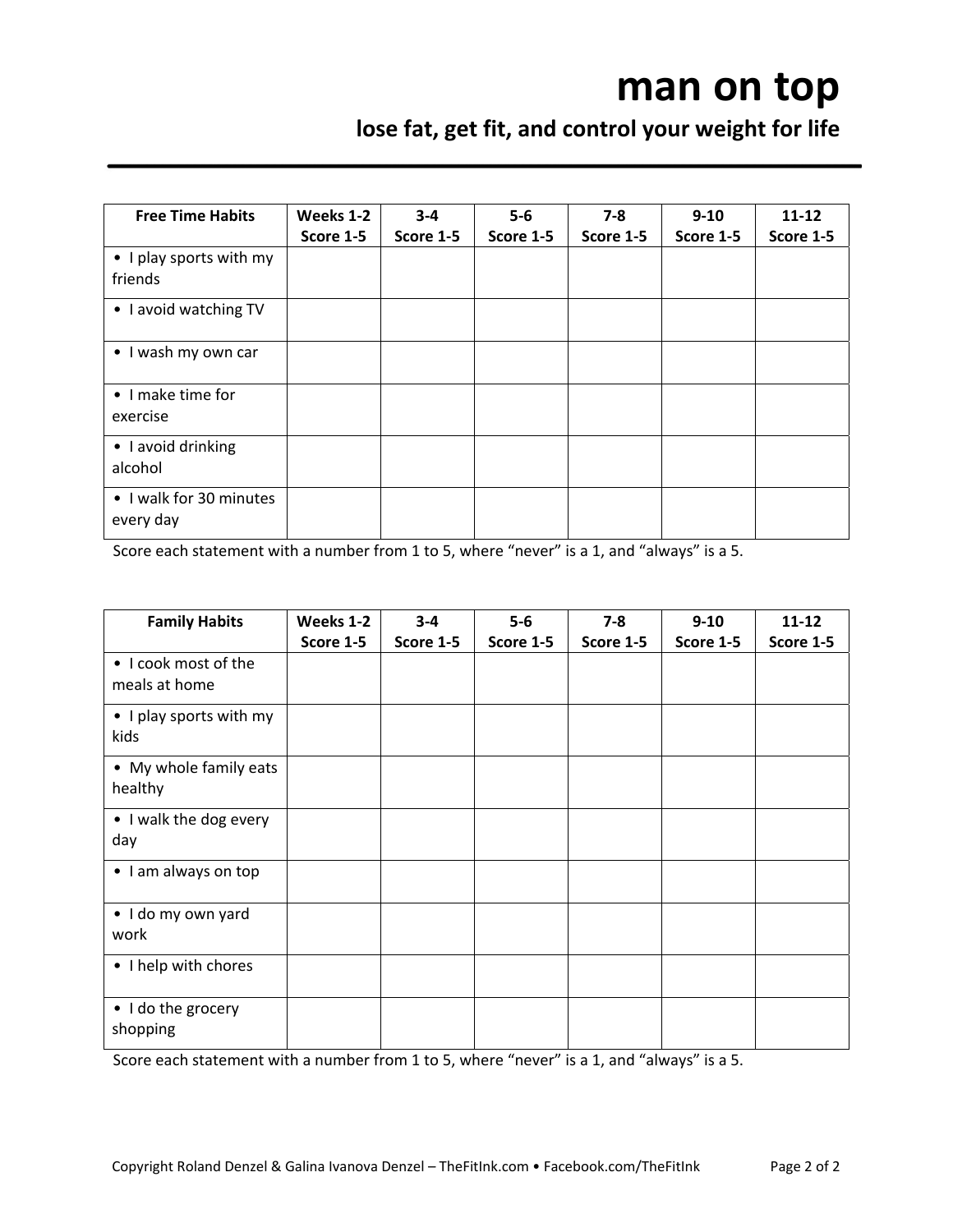# man on top

## lose fat, get fit, and control your weight for life

| Free Time Habits | Weeks 1-2 Score 1-5 | 3-4 Score 1-5 | 5-6 Score 1-5 | 7-8 Score 1-5 | 9-10 Score 1-5 | 11-12 Score 1-5 |
|---|---|---|---|---|---|---|
| • I play sports with my friends | | | | | | |
| • I avoid watching TV | | | | | | |
| • I wash my own car | | | | | | |
| • I make time for exercise | | | | | | |
| • I avoid drinking alcohol | | | | | | |
| • I walk for 30 minutes every day | | | | | | |

Score each statement with a number from 1 to 5, where “never” is a 1, and “always” is a 5.

| Family Habits | Weeks 1-2 Score 1-5 | 3-4 Score 1-5 | 5-6 Score 1-5 | 7-8 Score 1-5 | 9-10 Score 1-5 | 11-12 Score 1-5 |
|---|---|---|---|---|---|---|
| • I cook most of the meals at home | | | | | | |
| • I play sports with my kids | | | | | | |
| • My whole family eats healthy | | | | | | |
| • I walk the dog every day | | | | | | |
| • I am always on top | | | | | | |
| • I do my own yard work | | | | | | |
| • I help with chores | | | | | | |
| • I do the grocery shopping | | | | | | |

Score each statement with a number from 1 to 5, where “never” is a 1, and “always” is a 5.

Copyright Roland Denzel & Galina Ivanova Denzel – TheFitInk.com • Facebook.com/TheFitInk